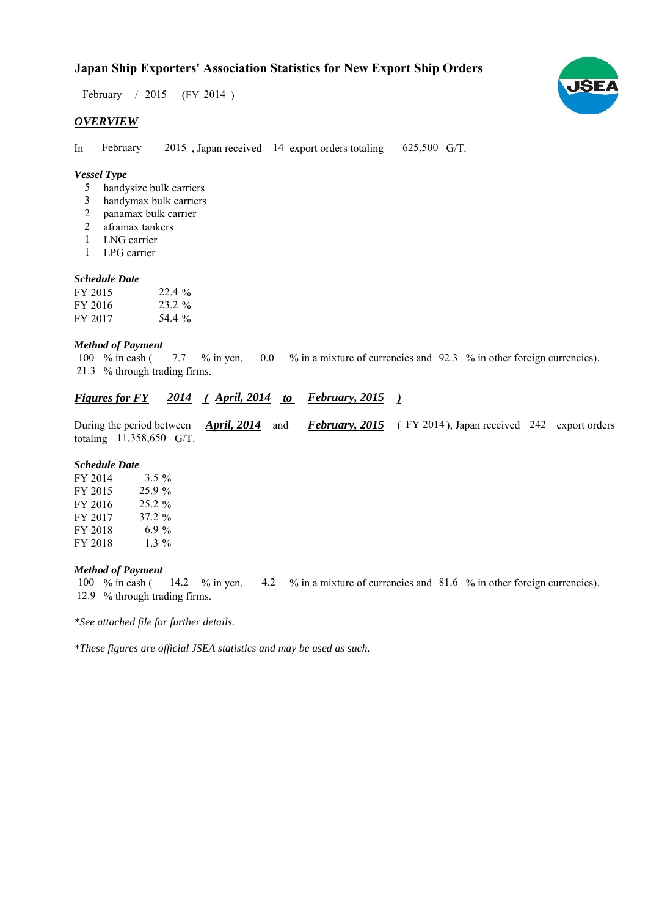# Japan Ship Exporters' Association Statistics for New Export Ship Orders

February / 2015 (FY 2014 )

## *OVERVIEW*

In February 2015 , Japan received 14 export orders totaling 625,500 G/T.

### *Vessel Type*

- 5 handysize bulk carriers
- 3 handymax bulk carriers
- 2 panamax bulk carrier
- 2 aframax tankers
- 1 LNG carrier
- 1 LPG carrier

### *Schedule Date*

| | |
|---|---|
| FY 2015 | 22.4 % |
| FY 2016 | 23.2 % |
| FY 2017 | 54.4 % |

### *Method of Payment*

100 % in cash ( 7.7 % in yen, 0.0 % in a mixture of currencies and 92.3 % in other foreign currencies).
21.3 % through trading firms.

## *Figures for FY 2014 ( April, 2014 to February, 2015 )*

During the period between ***April, 2014*** and ***February, 2015*** ( FY 2014 ), Japan received 242 export orders totaling 11,358,650 G/T.

### *Schedule Date*

| | |
|---|---|
| FY 2014 | 3.5 % |
| FY 2015 | 25.9 % |
| FY 2016 | 25.2 % |
| FY 2017 | 37.2 % |
| FY 2018 | 6.9 % |
| FY 2018 | 1.3 % |

### *Method of Payment*

100 % in cash ( 14.2 % in yen, 4.2 % in a mixture of currencies and 81.6 % in other foreign currencies).
12.9 % through trading firms.

*\*See attached file for further details.*

*\*These figures are official JSEA statistics and may be used as such.*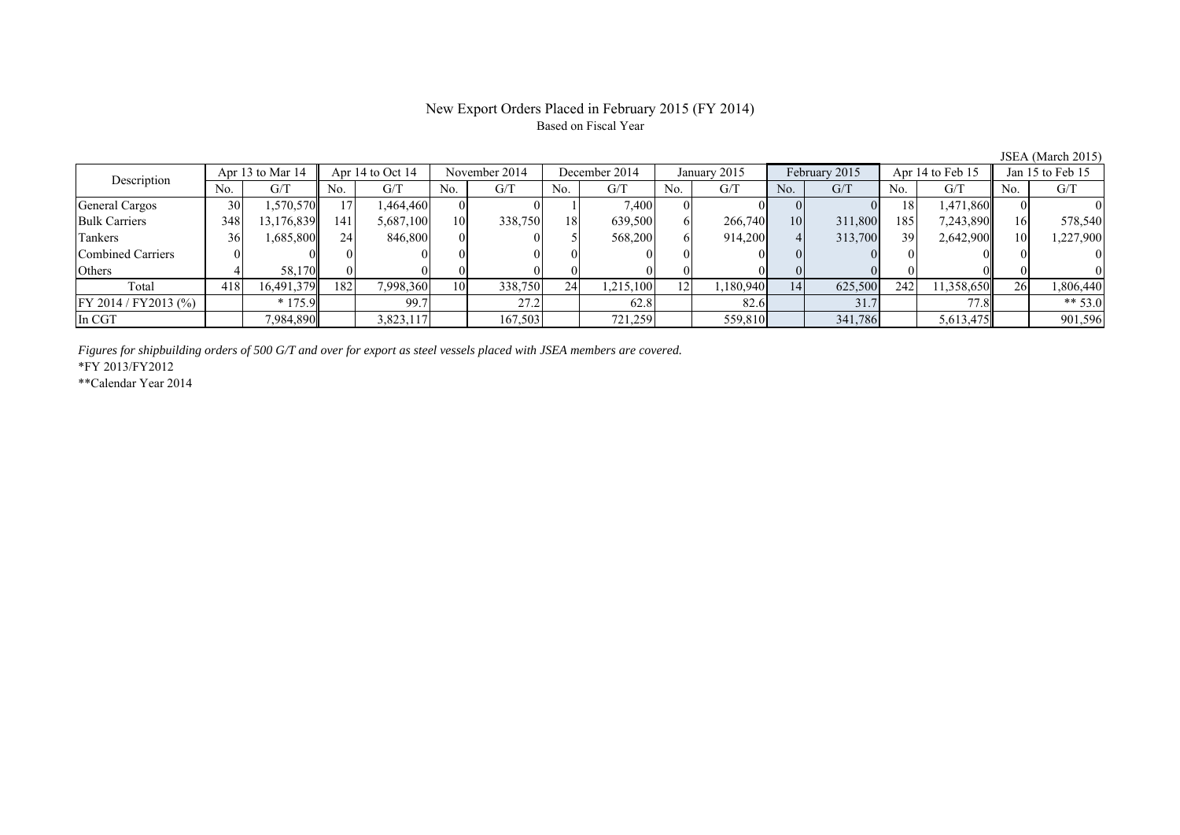# New Export Orders Placed in February 2015 (FY 2014)

Based on Fiscal Year

JSEA (March 2015)

| Description | Apr 13 to Mar 14 | | Apr 14 to Oct 14 | | November 2014 | | December 2014 | | January 2015 | | February 2015 | | Apr 14 to Feb 15 | | Jan 15 to Feb 15 | |
|---|---|---|---|---|---|---|---|---|---|---|---|---|---|---|---|---|
| | No. | G/T | No. | G/T | No. | G/T | No. | G/T | No. | G/T | No. | G/T | No. | G/T | No. | G/T |
| General Cargos | 30 | 1,570,570 | 17 | 1,464,460 | 0 | 0 | 1 | 7,400 | 0 | 0 | 0 | 0 | 18 | 1,471,860 | 0 | 0 |
| Bulk Carriers | 348 | 13,176,839 | 141 | 5,687,100 | 10 | 338,750 | 18 | 639,500 | 6 | 266,740 | 10 | 311,800 | 185 | 7,243,890 | 16 | 578,540 |
| Tankers | 36 | 1,685,800 | 24 | 846,800 | 0 | 0 | 5 | 568,200 | 6 | 914,200 | 4 | 313,700 | 39 | 2,642,900 | 10 | 1,227,900 |
| Combined Carriers | 0 | 0 | 0 | 0 | 0 | 0 | 0 | 0 | 0 | 0 | 0 | 0 | 0 | 0 | 0 | 0 |
| Others | 4 | 58,170 | 0 | 0 | 0 | 0 | 0 | 0 | 0 | 0 | 0 | 0 | 0 | 0 | 0 | 0 |
| Total | 418 | 16,491,379 | 182 | 7,998,360 | 10 | 338,750 | 24 | 1,215,100 | 12 | 1,180,940 | 14 | 625,500 | 242 | 11,358,650 | 26 | 1,806,440 |
| FY 2014 / FY2013 (%) | | * 175.9 | | 99.7 | | 27.2 | | 62.8 | | 82.6 | | 31.7 | | 77.8 | | ** 53.0 |
| In CGT | | 7,984,890 | | 3,823,117 | | 167,503 | | 721,259 | | 559,810 | | 341,786 | | 5,613,475 | | 901,596 |

*Figures for shipbuilding orders of 500 G/T and over for export as steel vessels placed with JSEA members are covered.*

*FY 2013/FY2012

**Calendar Year 2014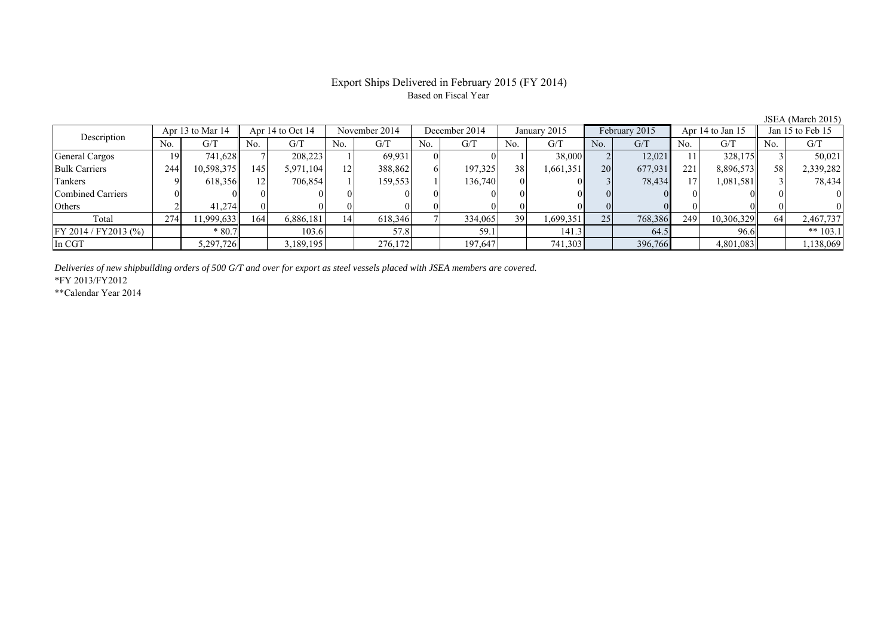# Export Ships Delivered in February 2015 (FY 2014)

Based on Fiscal Year

JSEA (March 2015)

| Description | Apr 13 to Mar 14 | | Apr 14 to Oct 14 | | November 2014 | | December 2014 | | January 2015 | | February 2015 | | Apr 14 to Jan 15 | | Jan 15 to Feb 15 | |
|---|---|---|---|---|---|---|---|---|---|---|---|---|---|---|---|---|
| | No. | G/T | No. | G/T | No. | G/T | No. | G/T | No. | G/T | No. | G/T | No. | G/T | No. | G/T |
| General Cargos | 19 | 741,628 | 7 | 208,223 | 1 | 69,931 | 0 | 0 | 1 | 38,000 | 2 | 12,021 | 11 | 328,175 | 3 | 50,021 |
| Bulk Carriers | 244 | 10,598,375 | 145 | 5,971,104 | 12 | 388,862 | 6 | 197,325 | 38 | 1,661,351 | 20 | 677,931 | 221 | 8,896,573 | 58 | 2,339,282 |
| Tankers | 9 | 618,356 | 12 | 706,854 | 1 | 159,553 | 1 | 136,740 | 0 | 0 | 3 | 78,434 | 17 | 1,081,581 | 3 | 78,434 |
| Combined Carriers | 0 | 0 | 0 | 0 | 0 | 0 | 0 | 0 | 0 | 0 | 0 | 0 | 0 | 0 | 0 | 0 |
| Others | 2 | 41,274 | 0 | 0 | 0 | 0 | 0 | 0 | 0 | 0 | 0 | 0 | 0 | 0 | 0 | 0 |
| Total | 274 | 11,999,633 | 164 | 6,886,181 | 14 | 618,346 | 7 | 334,065 | 39 | 1,699,351 | 25 | 768,386 | 249 | 10,306,329 | 64 | 2,467,737 |
| FY 2014 / FY2013 (%) | | * 80.7 | | 103.6 | | 57.8 | | 59.1 | | 141.3 | | 64.5 | | 96.6 | | ** 103.1 |
| In CGT | | 5,297,726 | | 3,189,195 | | 276,172 | | 197,647 | | 741,303 | | 396,766 | | 4,801,083 | | 1,138,069 |

*Deliveries of new shipbuilding orders of 500 G/T and over for export as steel vessels placed with JSEA members are covered.*

*FY 2013/FY2012

**Calendar Year 2014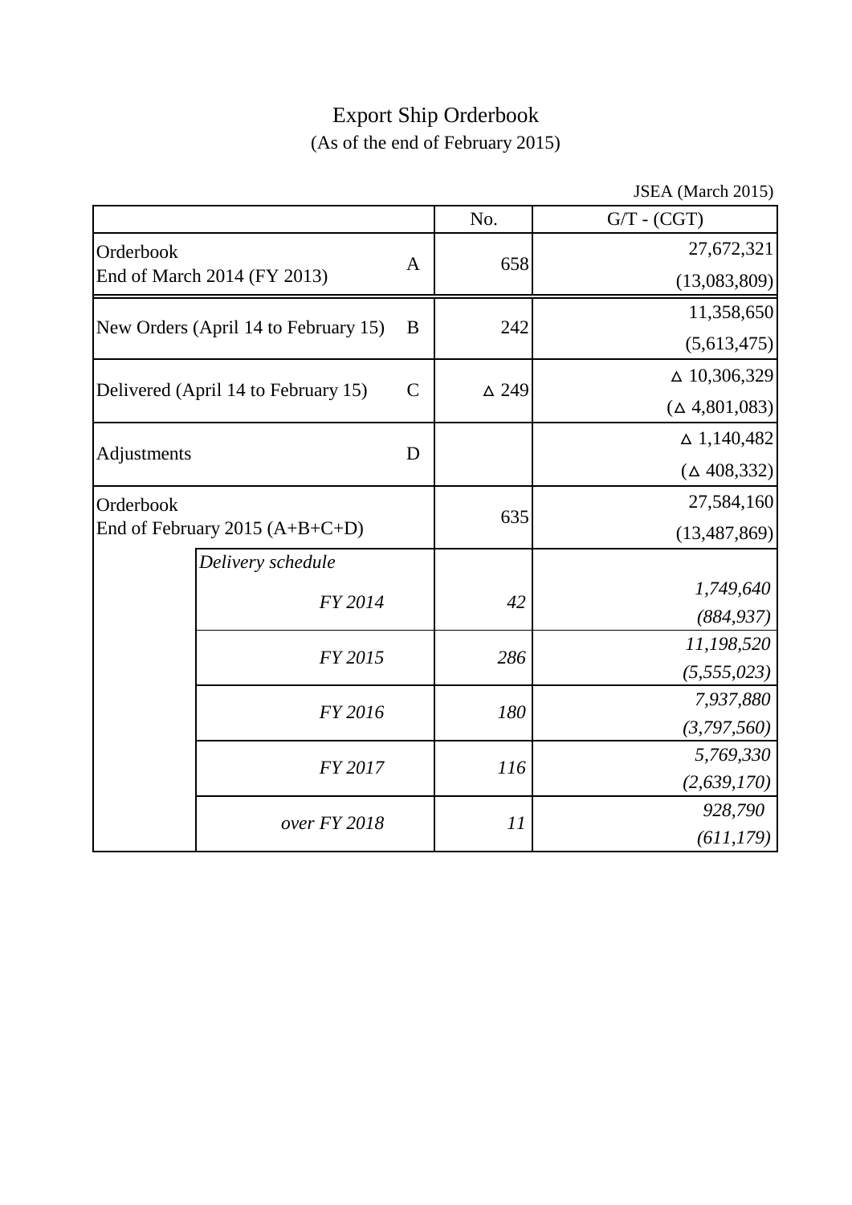# Export Ship Orderbook

(As of the end of February 2015)

JSEA (March 2015)

| | | | No. | G/T - (CGT) |
|---|---|---|---|---|
| Orderbook<br>End of March 2014 (FY 2013) | | A | 658 | 27,672,321<br>(13,083,809) |
| New Orders (April 14 to February 15) | | B | 242 | 11,358,650<br>(5,613,475) |
| Delivered (April 14 to February 15) | | C | △ 249 | △ 10,306,329<br>(△ 4,801,083) |
| Adjustments | | D | | △ 1,140,482<br>(△ 408,332) |
| Orderbook<br>End of February 2015 (A+B+C+D) | | | 635 | 27,584,160<br>(13,487,869) |
| | *Delivery schedule*<br>*FY 2014* | | *42* | *1,749,640*<br>*(884,937)* |
| | *FY 2015* | | *286* | *11,198,520*<br>*(5,555,023)* |
| | *FY 2016* | | *180* | *7,937,880*<br>*(3,797,560)* |
| | *FY 2017* | | *116* | *5,769,330*<br>*(2,639,170)* |
| | *over FY 2018* | | *11* | *928,790*<br>*(611,179)* |